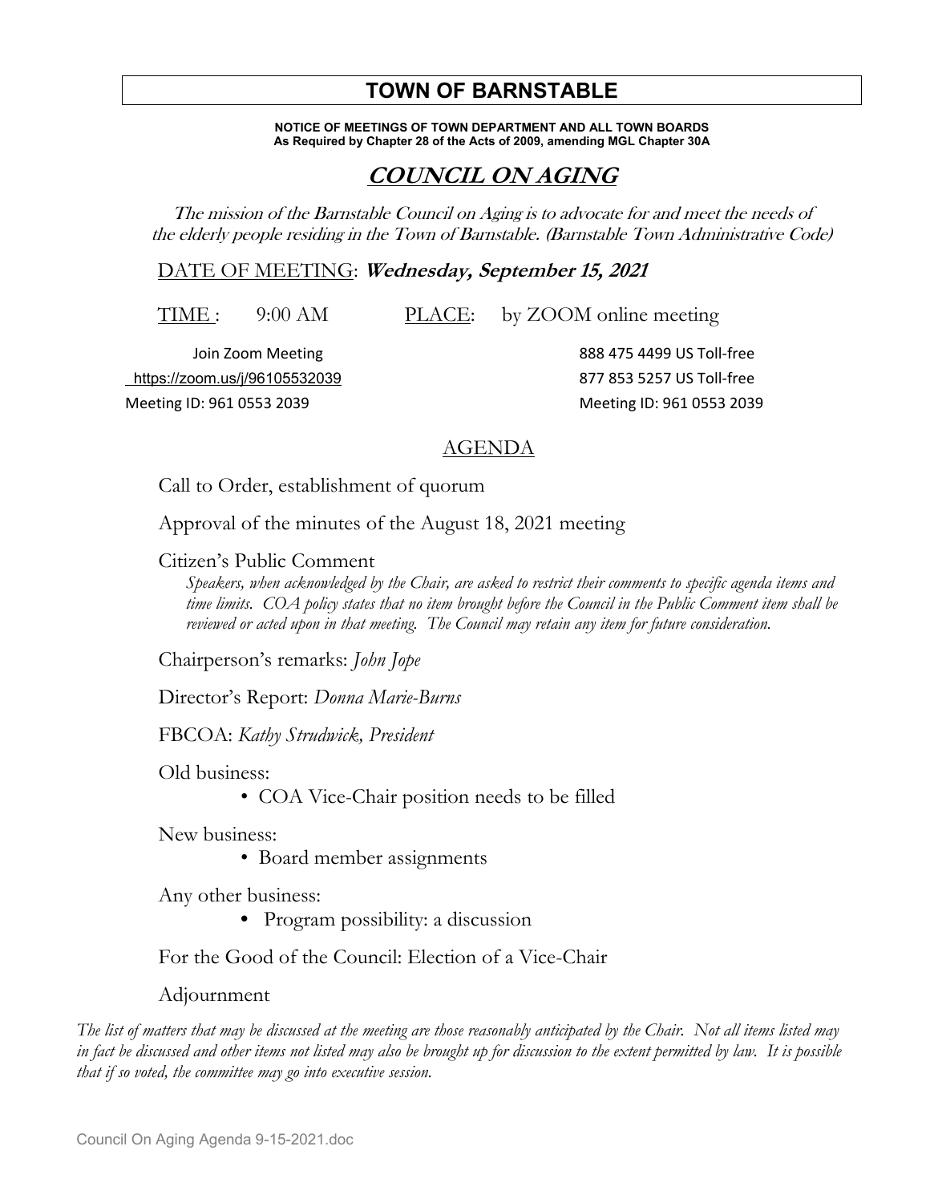# TOWN OF BARNSTABLE

**NOTICE OF MEETINGS OF TOWN DEPARTMENT AND ALL TOWN BOARDS**
**As Required by Chapter 28 of the Acts of 2009, amending MGL Chapter 30A**

## COUNCIL ON AGING

*The mission of the Barnstable Council on Aging is to advocate for and meet the needs of the elderly people residing in the Town of Barnstable. (Barnstable Town Administrative Code)*

DATE OF MEETING: **Wednesday, September 15, 2021**

TIME : 9:00 AM    PLACE: by ZOOM online meeting

Join Zoom Meeting
https://zoom.us/j/96105532039
Meeting ID: 961 0553 2039

888 475 4499 US Toll-free
877 853 5257 US Toll-free
Meeting ID: 961 0553 2039

### AGENDA

Call to Order, establishment of quorum

Approval of the minutes of the August 18, 2021 meeting

Citizen's Public Comment

*Speakers, when acknowledged by the Chair, are asked to restrict their comments to specific agenda items and time limits. COA policy states that no item brought before the Council in the Public Comment item shall be reviewed or acted upon in that meeting. The Council may retain any item for future consideration.*

Chairperson's remarks: *John Jope*

Director's Report: *Donna Marie-Burns*

FBCOA: *Kathy Strudwick, President*

Old business:

- COA Vice-Chair position needs to be filled

New business:

- Board member assignments

Any other business:

- Program possibility: a discussion

For the Good of the Council: Election of a Vice-Chair

Adjournment

*The list of matters that may be discussed at the meeting are those reasonably anticipated by the Chair. Not all items listed may in fact be discussed and other items not listed may also be brought up for discussion to the extent permitted by law. It is possible that if so voted, the committee may go into executive session.*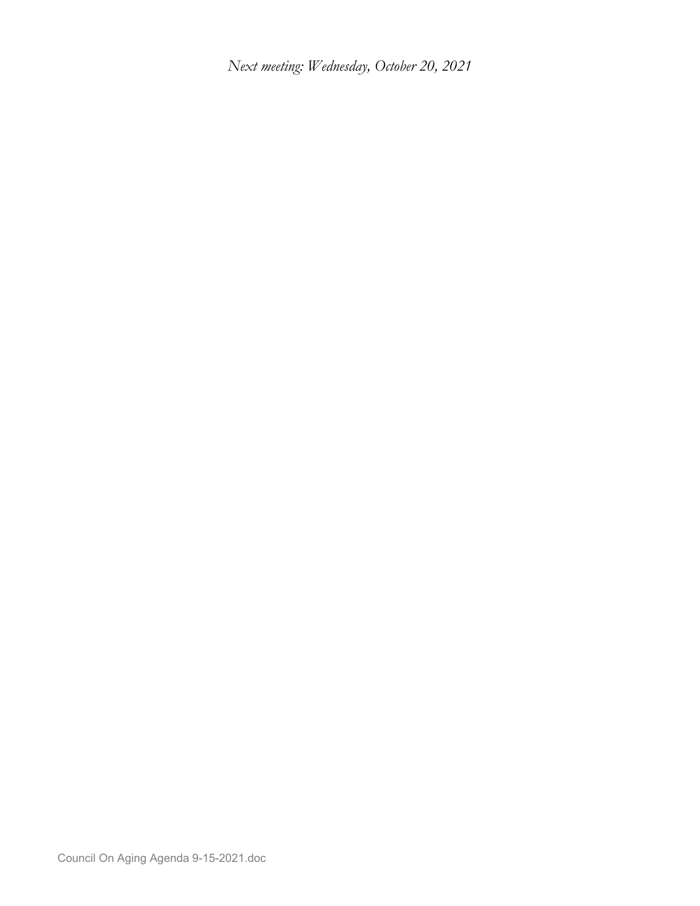*Next meeting: Wednesday, October 20, 2021*